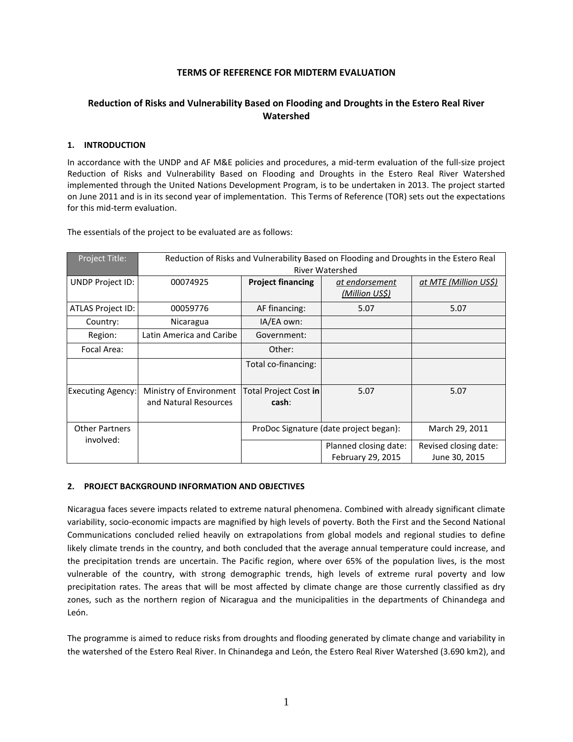**TERMS OF REFERENCE FOR MIDTERM EVALUATION**

**Reduction of Risks and Vulnerability Based on Flooding and Droughts in the Estero Real River Watershed**

## 1. INTRODUCTION

In accordance with the UNDP and AF M&E policies and procedures, a mid-term evaluation of the full-size project Reduction of Risks and Vulnerability Based on Flooding and Droughts in the Estero Real River Watershed implemented through the United Nations Development Program, is to be undertaken in 2013. The project started on June 2011 and is in its second year of implementation. This Terms of Reference (TOR) sets out the expectations for this mid-term evaluation.

The essentials of the project to be evaluated are as follows:

| Project Title: | Reduction of Risks and Vulnerability Based on Flooding and Droughts in the Estero Real River Watershed | | | |
|---|---|---|---|---|
| UNDP Project ID: | 00074925 | **Project financing** | *at endorsement (Million US$)* | *at MTE (Million US$)* |
| ATLAS Project ID: | 00059776 | AF financing: | 5.07 | 5.07 |
| Country: | Nicaragua | IA/EA own: | | |
| Region: | Latin America and Caribe | Government: | | |
| Focal Area: | | Other: | | |
| | | Total co-financing: | | |
| Executing Agency: | Ministry of Environment and Natural Resources | Total Project Cost **in cash**: | 5.07 | 5.07 |
| Other Partners involved: | | ProDoc Signature (date project began): | | March 29, 2011 |
| | | | Planned closing date: February 29, 2015 | Revised closing date: June 30, 2015 |

## 2. PROJECT BACKGROUND INFORMATION AND OBJECTIVES

Nicaragua faces severe impacts related to extreme natural phenomena. Combined with already significant climate variability, socio-economic impacts are magnified by high levels of poverty. Both the First and the Second National Communications concluded relied heavily on extrapolations from global models and regional studies to define likely climate trends in the country, and both concluded that the average annual temperature could increase, and the precipitation trends are uncertain. The Pacific region, where over 65% of the population lives, is the most vulnerable of the country, with strong demographic trends, high levels of extreme rural poverty and low precipitation rates. The areas that will be most affected by climate change are those currently classified as dry zones, such as the northern region of Nicaragua and the municipalities in the departments of Chinandega and León.

The programme is aimed to reduce risks from droughts and flooding generated by climate change and variability in the watershed of the Estero Real River. In Chinandega and León, the Estero Real River Watershed (3.690 km2), and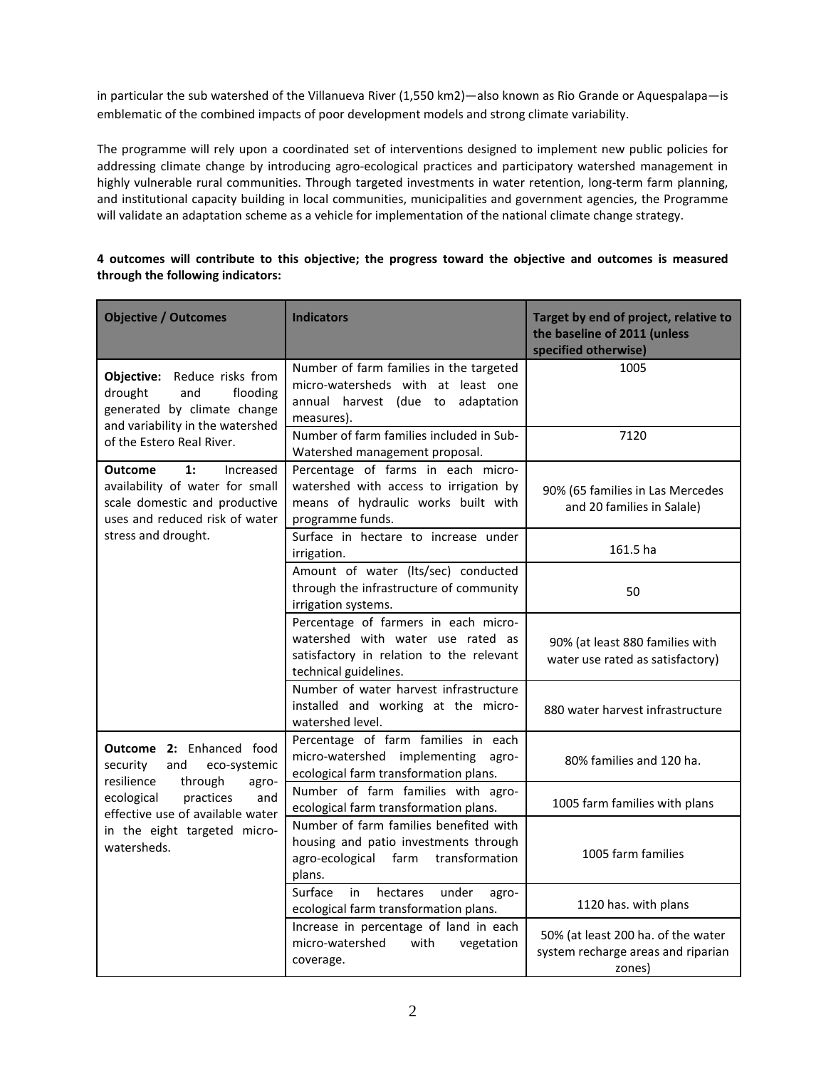in particular the sub watershed of the Villanueva River (1,550 km2)—also known as Rio Grande or Aquespalapa—is emblematic of the combined impacts of poor development models and strong climate variability.

The programme will rely upon a coordinated set of interventions designed to implement new public policies for addressing climate change by introducing agro-ecological practices and participatory watershed management in highly vulnerable rural communities. Through targeted investments in water retention, long-term farm planning, and institutional capacity building in local communities, municipalities and government agencies, the Programme will validate an adaptation scheme as a vehicle for implementation of the national climate change strategy.

**4 outcomes will contribute to this objective; the progress toward the objective and outcomes is measured through the following indicators:**

| Objective / Outcomes | Indicators | Target by end of project, relative to the baseline of 2011 (unless specified otherwise) |
|---|---|---|
| **Objective:** Reduce risks from drought and flooding generated by climate change and variability in the watershed of the Estero Real River. | Number of farm families in the targeted micro-watersheds with at least one annual harvest (due to adaptation measures). | 1005 |
| | Number of farm families included in Sub-Watershed management proposal. | 7120 |
| **Outcome 1:** Increased availability of water for small scale domestic and productive uses and reduced risk of water stress and drought. | Percentage of farms in each micro-watershed with access to irrigation by means of hydraulic works built with programme funds. | 90% (65 families in Las Mercedes and 20 families in Salale) |
| | Surface in hectare to increase under irrigation. | 161.5 ha |
| | Amount of water (lts/sec) conducted through the infrastructure of community irrigation systems. | 50 |
| | Percentage of farmers in each micro-watershed with water use rated as satisfactory in relation to the relevant technical guidelines. | 90% (at least 880 families with water use rated as satisfactory) |
| | Number of water harvest infrastructure installed and working at the micro-watershed level. | 880 water harvest infrastructure |
| **Outcome 2:** Enhanced food security and eco-systemic resilience through agro-ecological practices and effective use of available water in the eight targeted micro-watersheds. | Percentage of farm families in each micro-watershed implementing agro-ecological farm transformation plans. | 80% families and 120 ha. |
| | Number of farm families with agro-ecological farm transformation plans. | 1005 farm families with plans |
| | Number of farm families benefited with housing and patio investments through agro-ecological farm transformation plans. | 1005 farm families |
| | Surface in hectares under agro-ecological farm transformation plans. | 1120 has. with plans |
| | Increase in percentage of land in each micro-watershed with vegetation coverage. | 50% (at least 200 ha. of the water system recharge areas and riparian zones) |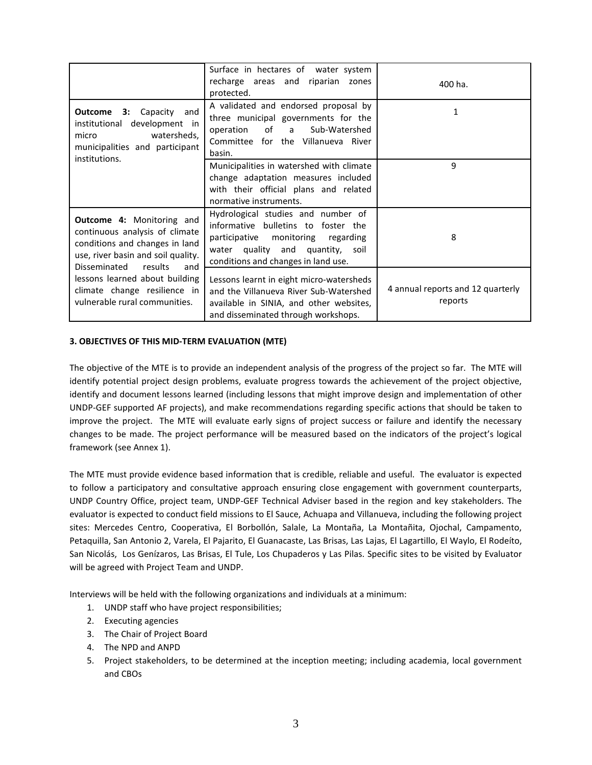| | | |
|---|---|---|
| | Surface in hectares of water system recharge areas and riparian zones protected. | 400 ha. |
| **Outcome 3:** Capacity and institutional development in micro watersheds, municipalities and participant institutions. | A validated and endorsed proposal by three municipal governments for the operation of a Sub-Watershed Committee for the Villanueva River basin. | 1 |
| | Municipalities in watershed with climate change adaptation measures included with their official plans and related normative instruments. | 9 |
| **Outcome 4:** Monitoring and continuous analysis of climate conditions and changes in land use, river basin and soil quality. Disseminated results and lessons learned about building climate change resilience in vulnerable rural communities. | Hydrological studies and number of informative bulletins to foster the participative monitoring regarding water quality and quantity, soil conditions and changes in land use. | 8 |
| | Lessons learnt in eight micro-watersheds and the Villanueva River Sub-Watershed available in SINIA, and other websites, and disseminated through workshops. | 4 annual reports and 12 quarterly reports |

### 3. OBJECTIVES OF THIS MID-TERM EVALUATION (MTE)

The objective of the MTE is to provide an independent analysis of the progress of the project so far. The MTE will identify potential project design problems, evaluate progress towards the achievement of the project objective, identify and document lessons learned (including lessons that might improve design and implementation of other UNDP-GEF supported AF projects), and make recommendations regarding specific actions that should be taken to improve the project. The MTE will evaluate early signs of project success or failure and identify the necessary changes to be made. The project performance will be measured based on the indicators of the project's logical framework (see Annex 1).

The MTE must provide evidence based information that is credible, reliable and useful. The evaluator is expected to follow a participatory and consultative approach ensuring close engagement with government counterparts, UNDP Country Office, project team, UNDP-GEF Technical Adviser based in the region and key stakeholders. The evaluator is expected to conduct field missions to El Sauce, Achuapa and Villanueva, including the following project sites: Mercedes Centro, Cooperativa, El Borbollón, Salale, La Montaña, La Montañita, Ojochal, Campamento, Petaquilla, San Antonio 2, Varela, El Pajarito, El Guanacaste, Las Brisas, Las Lajas, El Lagartillo, El Waylo, El Rodeíto, San Nicolás, Los Genízaros, Las Brisas, El Tule, Los Chupaderos y Las Pilas. Specific sites to be visited by Evaluator will be agreed with Project Team and UNDP.

Interviews will be held with the following organizations and individuals at a minimum:

1. UNDP staff who have project responsibilities;
2. Executing agencies
3. The Chair of Project Board
4. The NPD and ANPD
5. Project stakeholders, to be determined at the inception meeting; including academia, local government and CBOs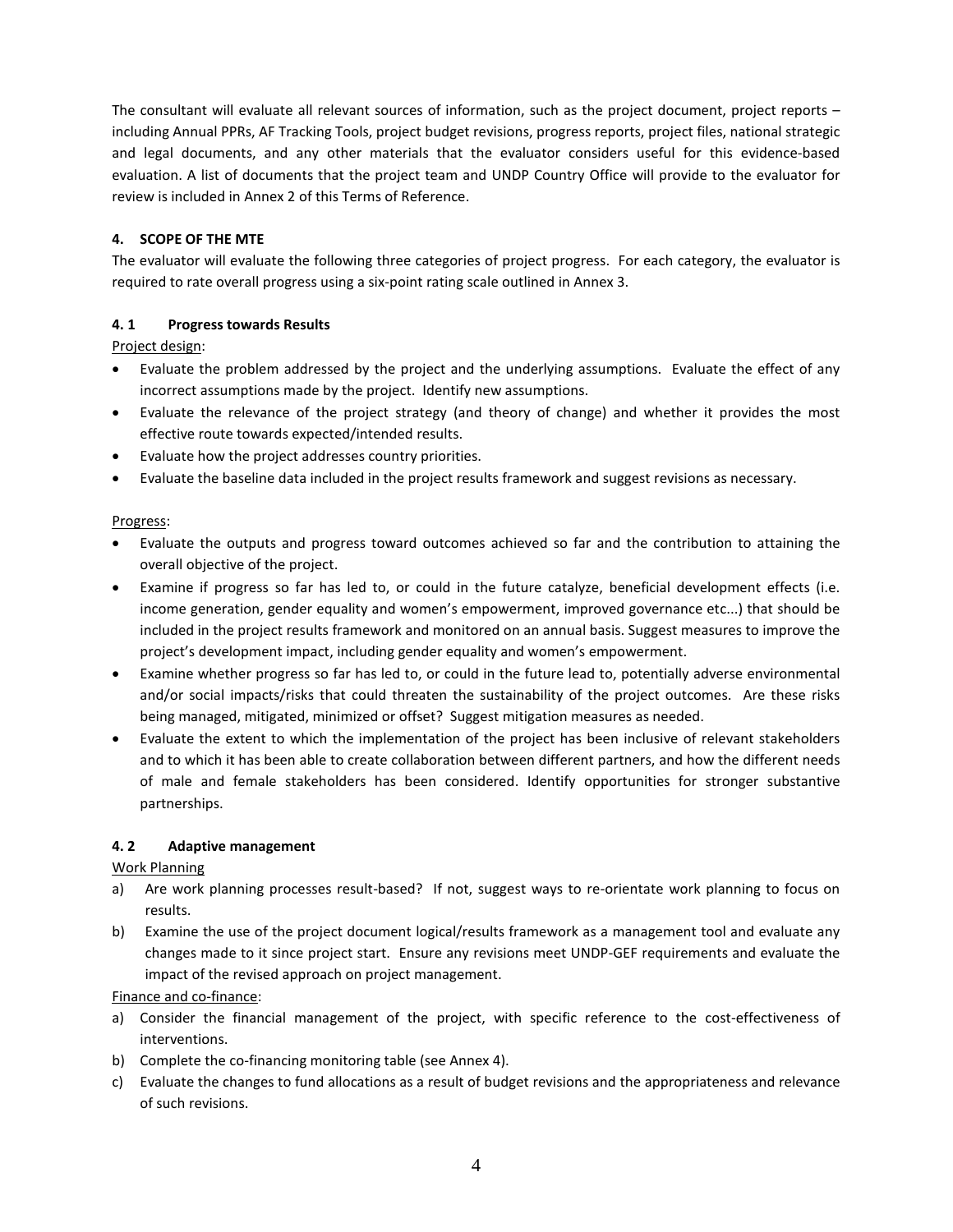The consultant will evaluate all relevant sources of information, such as the project document, project reports – including Annual PPRs, AF Tracking Tools, project budget revisions, progress reports, project files, national strategic and legal documents, and any other materials that the evaluator considers useful for this evidence-based evaluation. A list of documents that the project team and UNDP Country Office will provide to the evaluator for review is included in Annex 2 of this Terms of Reference.

### 4. SCOPE OF THE MTE

The evaluator will evaluate the following three categories of project progress. For each category, the evaluator is required to rate overall progress using a six-point rating scale outlined in Annex 3.

#### 4. 1 Progress towards Results

Project design:

- Evaluate the problem addressed by the project and the underlying assumptions. Evaluate the effect of any incorrect assumptions made by the project. Identify new assumptions.
- Evaluate the relevance of the project strategy (and theory of change) and whether it provides the most effective route towards expected/intended results.
- Evaluate how the project addresses country priorities.
- Evaluate the baseline data included in the project results framework and suggest revisions as necessary.

Progress:

- Evaluate the outputs and progress toward outcomes achieved so far and the contribution to attaining the overall objective of the project.
- Examine if progress so far has led to, or could in the future catalyze, beneficial development effects (i.e. income generation, gender equality and women's empowerment, improved governance etc...) that should be included in the project results framework and monitored on an annual basis. Suggest measures to improve the project's development impact, including gender equality and women's empowerment.
- Examine whether progress so far has led to, or could in the future lead to, potentially adverse environmental and/or social impacts/risks that could threaten the sustainability of the project outcomes. Are these risks being managed, mitigated, minimized or offset? Suggest mitigation measures as needed.
- Evaluate the extent to which the implementation of the project has been inclusive of relevant stakeholders and to which it has been able to create collaboration between different partners, and how the different needs of male and female stakeholders has been considered. Identify opportunities for stronger substantive partnerships.

#### 4. 2 Adaptive management

Work Planning

a) Are work planning processes result-based? If not, suggest ways to re-orientate work planning to focus on results.
b) Examine the use of the project document logical/results framework as a management tool and evaluate any changes made to it since project start. Ensure any revisions meet UNDP-GEF requirements and evaluate the impact of the revised approach on project management.

Finance and co-finance:

a) Consider the financial management of the project, with specific reference to the cost-effectiveness of interventions.
b) Complete the co-financing monitoring table (see Annex 4).
c) Evaluate the changes to fund allocations as a result of budget revisions and the appropriateness and relevance of such revisions.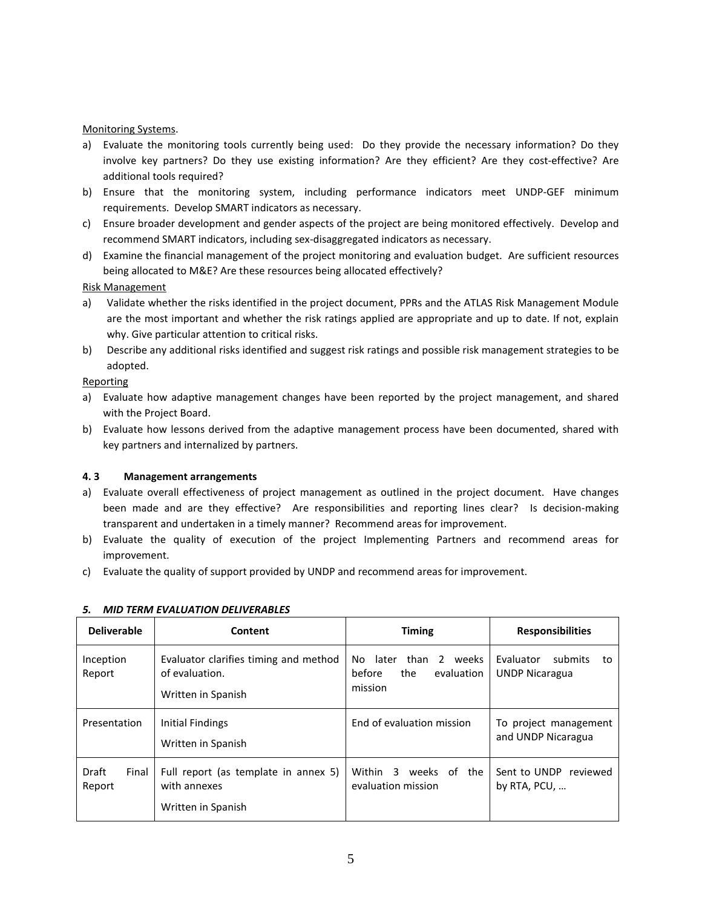Monitoring Systems.

a) Evaluate the monitoring tools currently being used: Do they provide the necessary information? Do they involve key partners? Do they use existing information? Are they efficient? Are they cost-effective? Are additional tools required?
b) Ensure that the monitoring system, including performance indicators meet UNDP-GEF minimum requirements. Develop SMART indicators as necessary.
c) Ensure broader development and gender aspects of the project are being monitored effectively. Develop and recommend SMART indicators, including sex-disaggregated indicators as necessary.
d) Examine the financial management of the project monitoring and evaluation budget. Are sufficient resources being allocated to M&E? Are these resources being allocated effectively?

Risk Management

a) Validate whether the risks identified in the project document, PPRs and the ATLAS Risk Management Module are the most important and whether the risk ratings applied are appropriate and up to date. If not, explain why. Give particular attention to critical risks.
b) Describe any additional risks identified and suggest risk ratings and possible risk management strategies to be adopted.

Reporting

a) Evaluate how adaptive management changes have been reported by the project management, and shared with the Project Board.
b) Evaluate how lessons derived from the adaptive management process have been documented, shared with key partners and internalized by partners.

### 4. 3 Management arrangements

a) Evaluate overall effectiveness of project management as outlined in the project document. Have changes been made and are they effective? Are responsibilities and reporting lines clear? Is decision-making transparent and undertaken in a timely manner? Recommend areas for improvement.
b) Evaluate the quality of execution of the project Implementing Partners and recommend areas for improvement.
c) Evaluate the quality of support provided by UNDP and recommend areas for improvement.

### *5. MID TERM EVALUATION DELIVERABLES*

| Deliverable | Content | Timing | Responsibilities |
|---|---|---|---|
| Inception Report | Evaluator clarifies timing and method of evaluation.<br>Written in Spanish | No later than 2 weeks before the evaluation mission | Evaluator submits to UNDP Nicaragua |
| Presentation | Initial Findings<br>Written in Spanish | End of evaluation mission | To project management and UNDP Nicaragua |
| Draft Final Report | Full report (as template in annex 5) with annexes<br>Written in Spanish | Within 3 weeks of the evaluation mission | Sent to UNDP reviewed by RTA, PCU, … |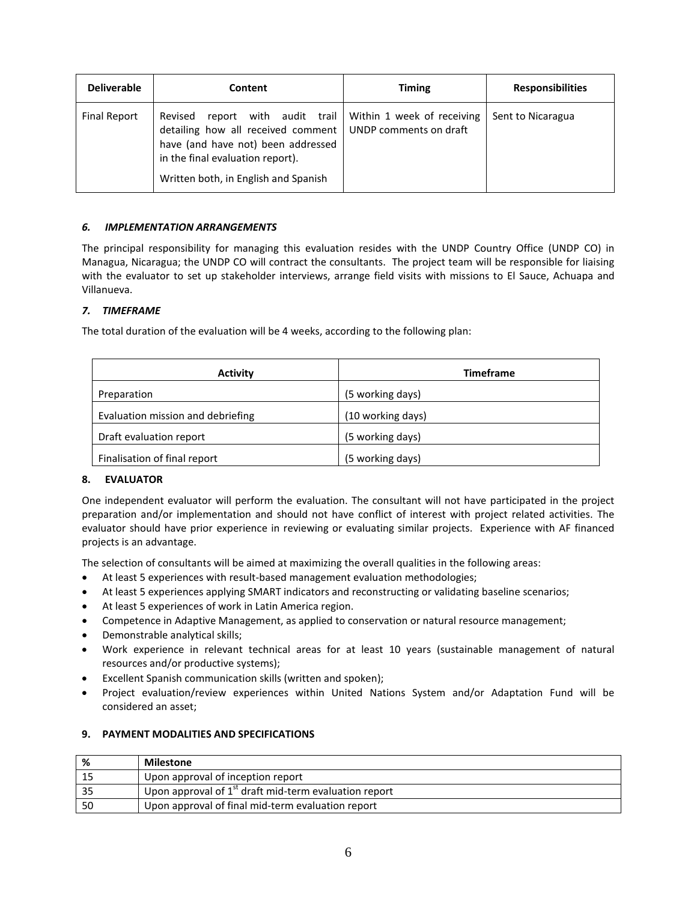| Deliverable | Content | Timing | Responsibilities |
| --- | --- | --- | --- |
| Final Report | Revised report with audit trail detailing how all received comment have (and have not) been addressed in the final evaluation report).<br><br>Written both, in English and Spanish | Within 1 week of receiving UNDP comments on draft | Sent to Nicaragua |

### *6. IMPLEMENTATION ARRANGEMENTS*

The principal responsibility for managing this evaluation resides with the UNDP Country Office (UNDP CO) in Managua, Nicaragua; the UNDP CO will contract the consultants. The project team will be responsible for liaising with the evaluator to set up stakeholder interviews, arrange field visits with missions to El Sauce, Achuapa and Villanueva.

### *7. TIMEFRAME*

The total duration of the evaluation will be 4 weeks, according to the following plan:

| Activity | Timeframe |
| --- | --- |
| Preparation | (5 working days) |
| Evaluation mission and debriefing | (10 working days) |
| Draft evaluation report | (5 working days) |
| Finalisation of final report | (5 working days) |

### 8. EVALUATOR

One independent evaluator will perform the evaluation. The consultant will not have participated in the project preparation and/or implementation and should not have conflict of interest with project related activities. The evaluator should have prior experience in reviewing or evaluating similar projects. Experience with AF financed projects is an advantage.

The selection of consultants will be aimed at maximizing the overall qualities in the following areas:

- At least 5 experiences with result-based management evaluation methodologies;
- At least 5 experiences applying SMART indicators and reconstructing or validating baseline scenarios;
- At least 5 experiences of work in Latin America region.
- Competence in Adaptive Management, as applied to conservation or natural resource management;
- Demonstrable analytical skills;
- Work experience in relevant technical areas for at least 10 years (sustainable management of natural resources and/or productive systems);
- Excellent Spanish communication skills (written and spoken);
- Project evaluation/review experiences within United Nations System and/or Adaptation Fund will be considered an asset;

### 9. PAYMENT MODALITIES AND SPECIFICATIONS

| % | Milestone |
| --- | --- |
| 15 | Upon approval of inception report |
| 35 | Upon approval of 1st draft mid-term evaluation report |
| 50 | Upon approval of final mid-term evaluation report |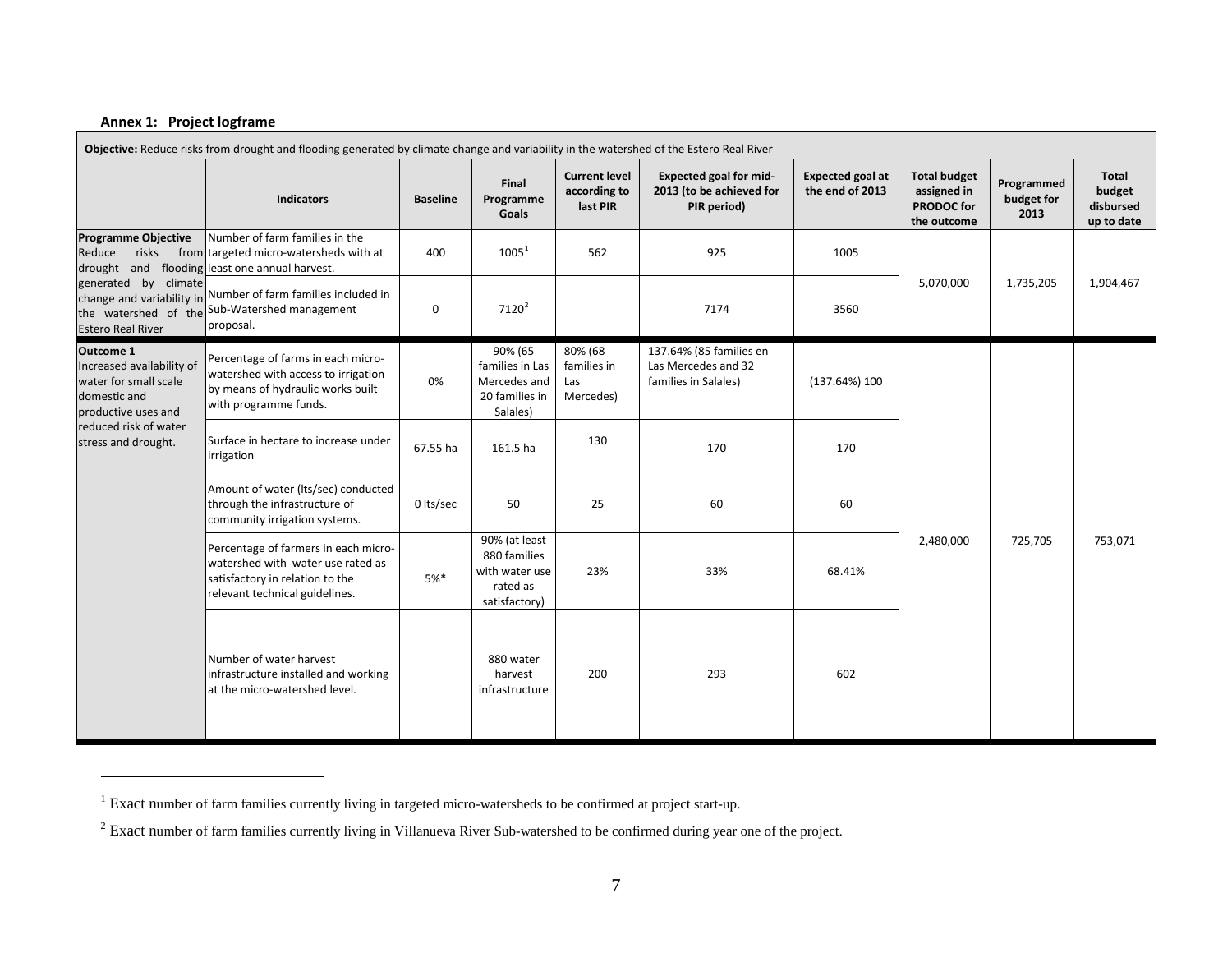### Annex 1: Project logframe

| **Objective:** Reduce risks from drought and flooding generated by climate change and variability in the watershed of the Estero Real River | | | | | | | | | | |
|---|---|---|---|---|---|---|---|---|---|---|
| | **Indicators** | **Baseline** | **Final Programme Goals** | **Current level according to last PIR** | **Expected goal for mid-2013 (to be achieved for PIR period)** | **Expected goal at the end of 2013** | **Total budget assigned in PRODOC for the outcome** | **Programmed budget for 2013** | **Total budget disbursed up to date** |
| **Programme Objective** Reduce risks from drought and flooding generated by climate change and variability in the watershed of the Estero Real River | Number of farm families in the targeted micro-watersheds with at least one annual harvest. | 400 | 1005[1] | 562 | 925 | 1005 | 5,070,000 | 1,735,205 | 1,904,467 |
| | Number of farm families included in Sub-Watershed management proposal. | 0 | 7120[2] | | 7174 | 3560 | | | |
| **Outcome 1** Increased availability of water for small scale domestic and productive uses and reduced risk of water stress and drought. | Percentage of farms in each micro-watershed with access to irrigation by means of hydraulic works built with programme funds. | 0% | 90% (65 families in Las Mercedes and 20 families in Salales) | 80% (68 families in Las Mercedes) | 137.64% (85 families en Las Mercedes and 32 families in Salales) | (137.64%) 100 | 2,480,000 | 725,705 | 753,071 |
| | Surface in hectare to increase under irrigation | 67.55 ha | 161.5 ha | 130 | 170 | 170 | | | |
| | Amount of water (lts/sec) conducted through the infrastructure of community irrigation systems. | 0 lts/sec | 50 | 25 | 60 | 60 | | | |
| | Percentage of farmers in each micro-watershed with water use rated as satisfactory in relation to the relevant technical guidelines. | 5%* | 90% (at least 880 families with water use rated as satisfactory) | 23% | 33% | 68.41% | | | |
| | Number of water harvest infrastructure installed and working at the micro-watershed level. | | 880 water harvest infrastructure | 200 | 293 | 602 | | | |

[1] Exact number of farm families currently living in targeted micro-watersheds to be confirmed at project start-up.

[2] Exact number of farm families currently living in Villanueva River Sub-watershed to be confirmed during year one of the project.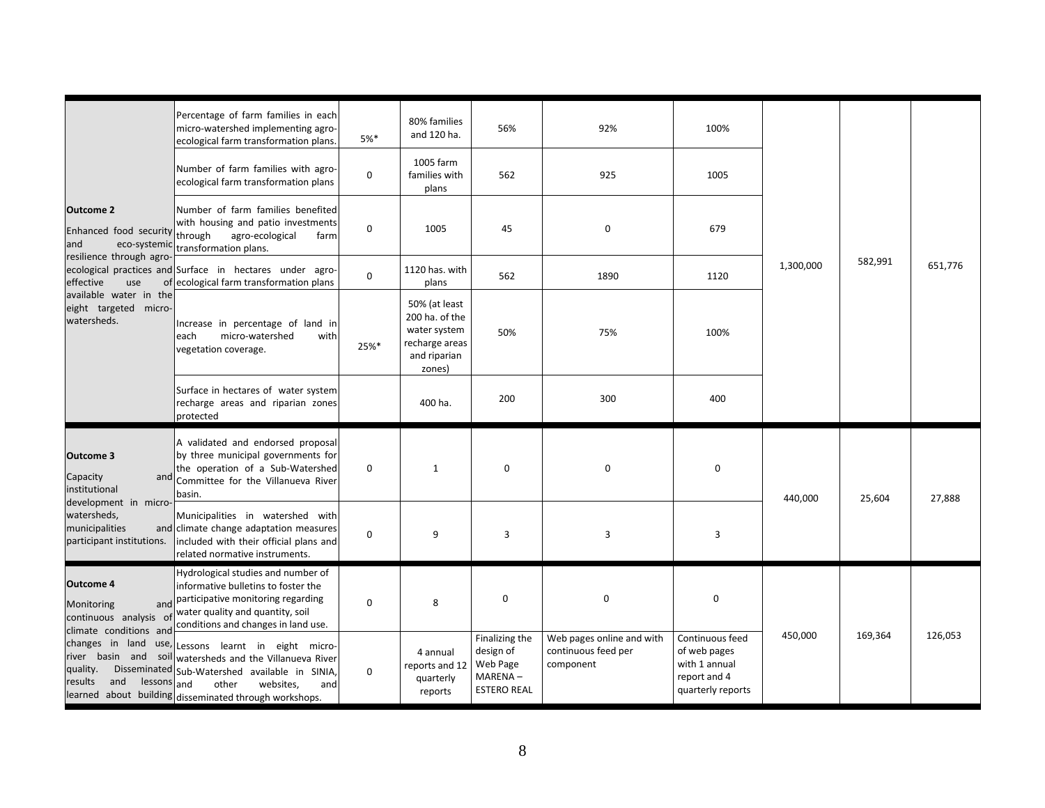| | | | | | | | | | |
|---|---|---|---|---|---|---|---|---|---|
| **Outcome 2** Enhanced food security and eco-systemic resilience through agro-ecological practices and effective use of available water in the eight targeted micro-watersheds. | Percentage of farm families in each micro-watershed implementing agro-ecological farm transformation plans. | 5%* | 80% families and 120 ha. | 56% | 92% | 100% | 1,300,000 | 582,991 | 651,776 |
| | Number of farm families with agro-ecological farm transformation plans | 0 | 1005 farm families with plans | 562 | 925 | 1005 | | | |
| | Number of farm families benefited with housing and patio investments through agro-ecological farm transformation plans. | 0 | 1005 | 45 | 0 | 679 | | | |
| | Surface in hectares under agro-ecological farm transformation plans | 0 | 1120 has. with plans | 562 | 1890 | 1120 | | | |
| | Increase in percentage of land in each micro-watershed with vegetation coverage. | 25%* | 50% (at least 200 ha. of the water system recharge areas and riparian zones) | 50% | 75% | 100% | | | |
| | Surface in hectares of water system recharge areas and riparian zones protected | | 400 ha. | 200 | 300 | 400 | | | |
| **Outcome 3** Capacity and institutional development in micro-watersheds, municipalities and participant institutions. | A validated and endorsed proposal by three municipal governments for the operation of a Sub-Watershed Committee for the Villanueva River basin. | 0 | 1 | 0 | 0 | 0 | 440,000 | 25,604 | 27,888 |
| | Municipalities in watershed with climate change adaptation measures included with their official plans and related normative instruments. | 0 | 9 | 3 | 3 | 3 | | | |
| **Outcome 4** Monitoring and continuous analysis of climate conditions and changes in land use, river basin and soil quality. Disseminated results and lessons learned about building | Hydrological studies and number of informative bulletins to foster the participative monitoring regarding water quality and quantity, soil conditions and changes in land use. | 0 | 8 | 0 | 0 | 0 | 450,000 | 169,364 | 126,053 |
| | Lessons learnt in eight micro-watersheds and the Villanueva River Sub-Watershed available in SINIA, and other websites, and disseminated through workshops. | 0 | 4 annual reports and 12 quarterly reports | Finalizing the design of Web Page MARENA – ESTERO REAL | Web pages online and with continuous feed per component | Continuous feed of web pages with 1 annual report and 4 quarterly reports | | | |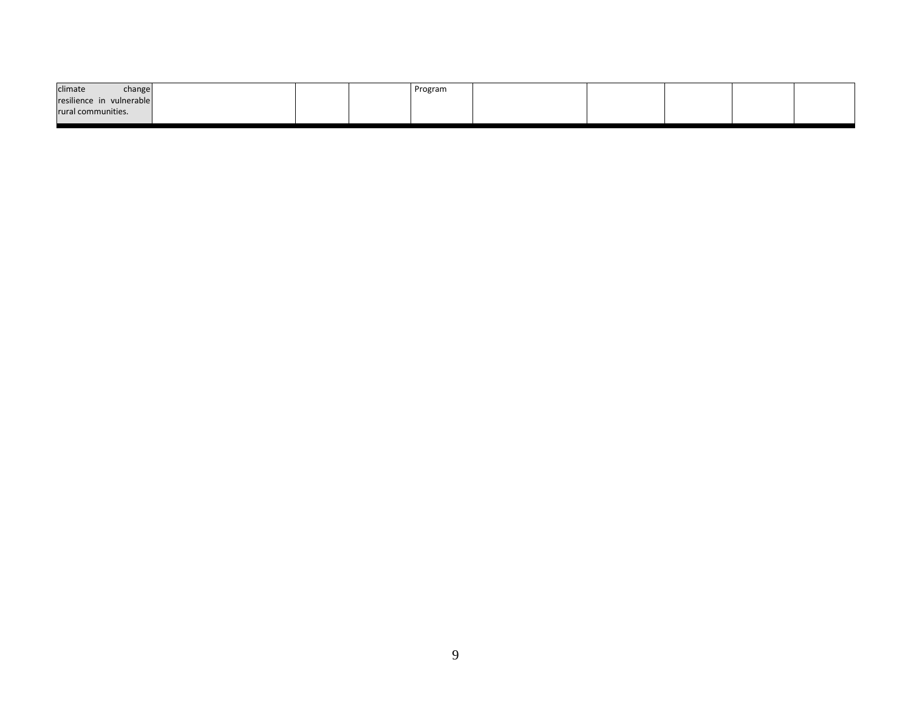| | | | | | | | | | |
|---|---|---|---|---|---|---|---|---|---|
| climate change resilience in vulnerable rural communities. | | | | Program | | | | | |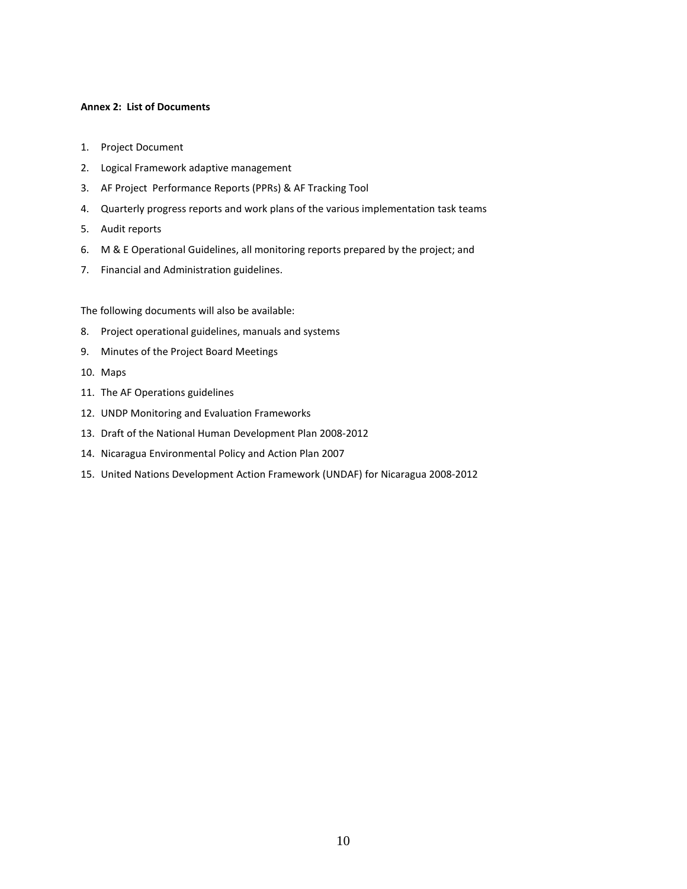**Annex 2: List of Documents**

1. Project Document
2. Logical Framework adaptive management
3. AF Project Performance Reports (PPRs) & AF Tracking Tool
4. Quarterly progress reports and work plans of the various implementation task teams
5. Audit reports
6. M & E Operational Guidelines, all monitoring reports prepared by the project; and
7. Financial and Administration guidelines.

The following documents will also be available:

8. Project operational guidelines, manuals and systems
9. Minutes of the Project Board Meetings
10. Maps
11. The AF Operations guidelines
12. UNDP Monitoring and Evaluation Frameworks
13. Draft of the National Human Development Plan 2008-2012
14. Nicaragua Environmental Policy and Action Plan 2007
15. United Nations Development Action Framework (UNDAF) for Nicaragua 2008-2012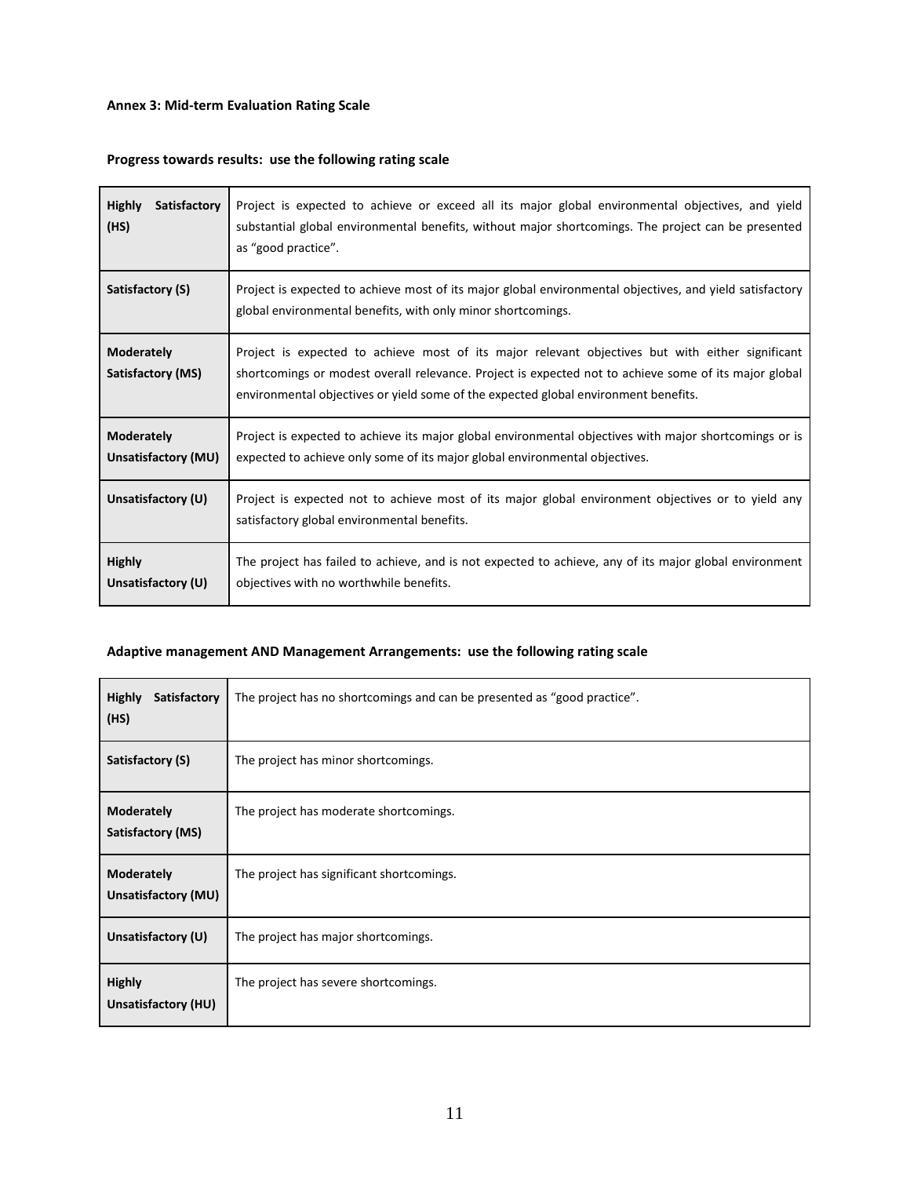**Annex 3: Mid-term Evaluation Rating Scale**

**Progress towards results: use the following rating scale**

| | |
|---|---|
| **Highly Satisfactory (HS)** | Project is expected to achieve or exceed all its major global environmental objectives, and yield substantial global environmental benefits, without major shortcomings. The project can be presented as "good practice". |
| **Satisfactory (S)** | Project is expected to achieve most of its major global environmental objectives, and yield satisfactory global environmental benefits, with only minor shortcomings. |
| **Moderately Satisfactory (MS)** | Project is expected to achieve most of its major relevant objectives but with either significant shortcomings or modest overall relevance. Project is expected not to achieve some of its major global environmental objectives or yield some of the expected global environment benefits. |
| **Moderately Unsatisfactory (MU)** | Project is expected to achieve its major global environmental objectives with major shortcomings or is expected to achieve only some of its major global environmental objectives. |
| **Unsatisfactory (U)** | Project is expected not to achieve most of its major global environment objectives or to yield any satisfactory global environmental benefits. |
| **Highly Unsatisfactory (U)** | The project has failed to achieve, and is not expected to achieve, any of its major global environment objectives with no worthwhile benefits. |

**Adaptive management AND Management Arrangements: use the following rating scale**

| | |
|---|---|
| **Highly Satisfactory (HS)** | The project has no shortcomings and can be presented as "good practice". |
| **Satisfactory (S)** | The project has minor shortcomings. |
| **Moderately Satisfactory (MS)** | The project has moderate shortcomings. |
| **Moderately Unsatisfactory (MU)** | The project has significant shortcomings. |
| **Unsatisfactory (U)** | The project has major shortcomings. |
| **Highly Unsatisfactory (HU)** | The project has severe shortcomings. |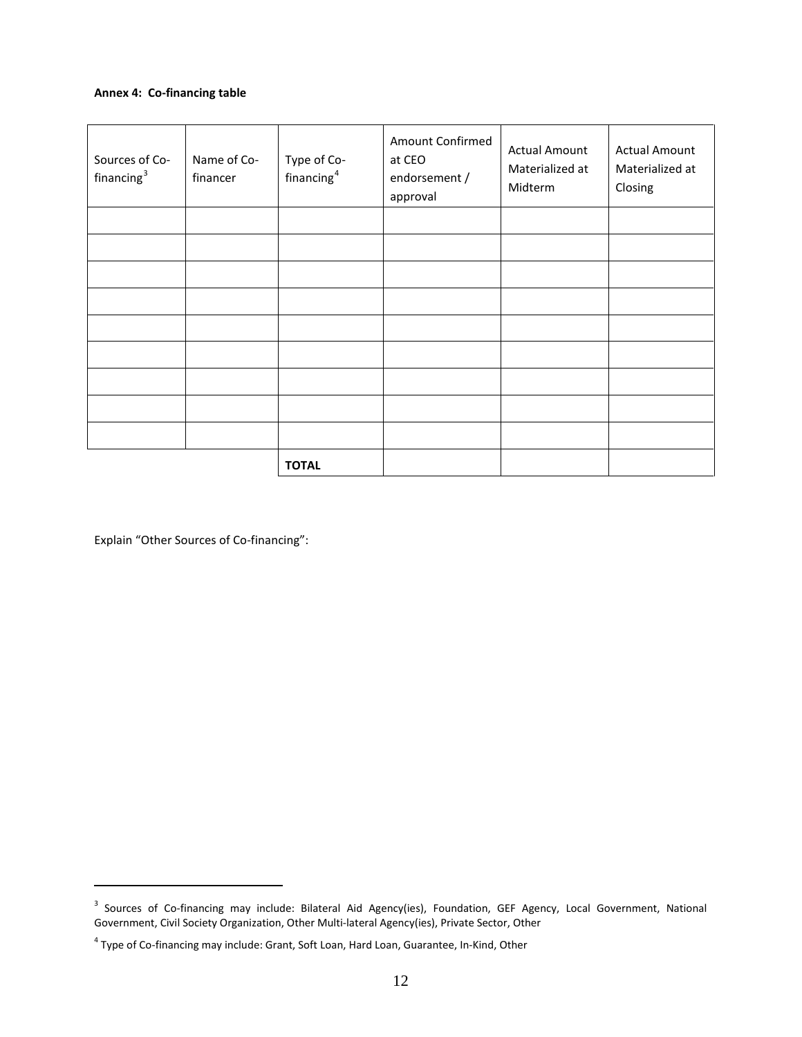**Annex 4: Co-financing table**

| Sources of Co-financing[3] | Name of Co-financer | Type of Co-financing[4] | Amount Confirmed at CEO endorsement / approval | Actual Amount Materialized at Midterm | Actual Amount Materialized at Closing |
|---|---|---|---|---|---|
| | | | | | |
| | | | | | |
| | | | | | |
| | | | | | |
| | | | | | |
| | | | | | |
| | | | | | |
| | | | | | |
| | | | | | |
| | | **TOTAL** | | | |

Explain "Other Sources of Co-financing":

[3] Sources of Co-financing may include: Bilateral Aid Agency(ies), Foundation, GEF Agency, Local Government, National Government, Civil Society Organization, Other Multi-lateral Agency(ies), Private Sector, Other

[4] Type of Co-financing may include: Grant, Soft Loan, Hard Loan, Guarantee, In-Kind, Other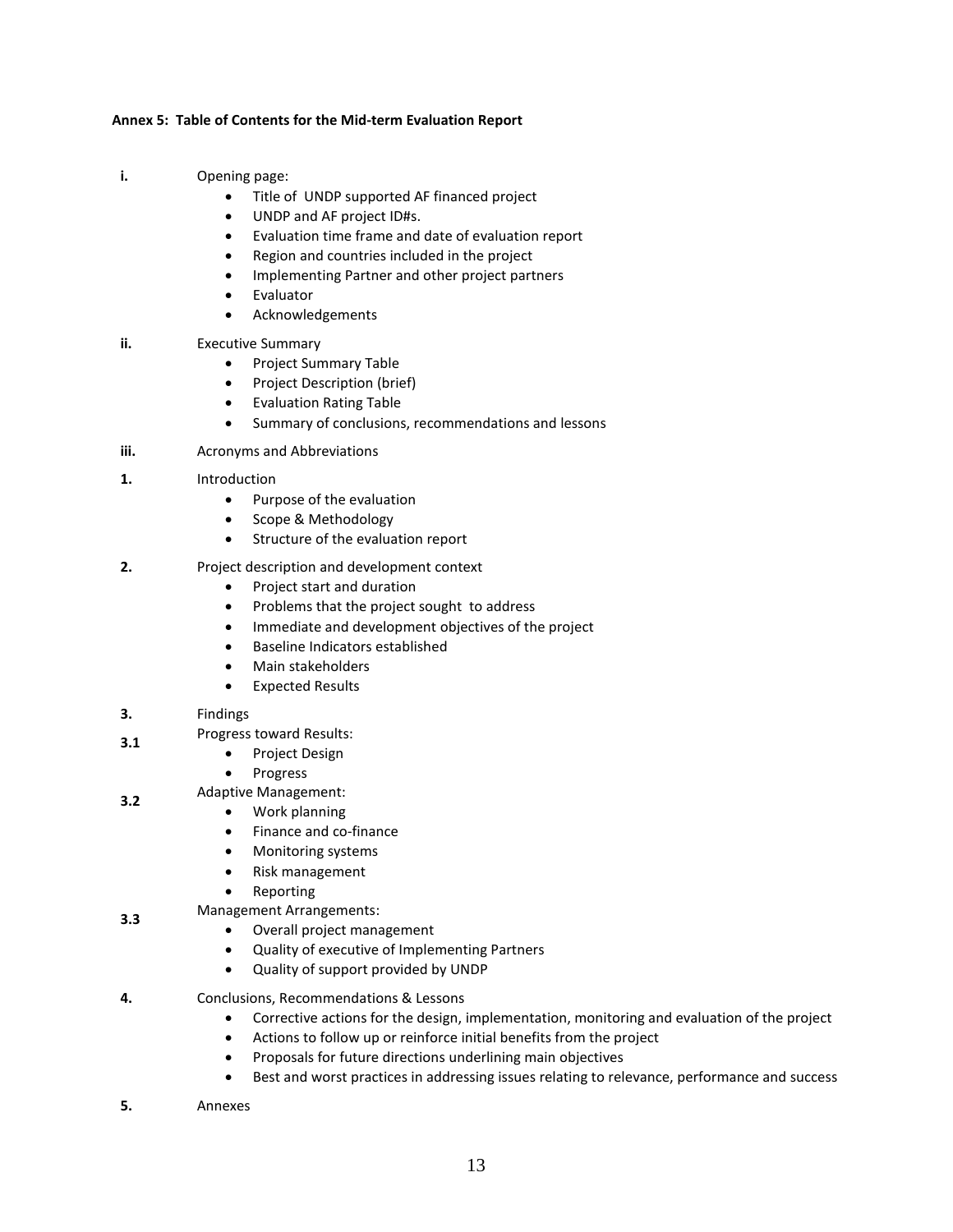**Annex 5: Table of Contents for the Mid-term Evaluation Report**

**i.** Opening page:

- Title of UNDP supported AF financed project
- UNDP and AF project ID#s.
- Evaluation time frame and date of evaluation report
- Region and countries included in the project
- Implementing Partner and other project partners
- Evaluator
- Acknowledgements

**ii.** Executive Summary

- Project Summary Table
- Project Description (brief)
- Evaluation Rating Table
- Summary of conclusions, recommendations and lessons

**iii.** Acronyms and Abbreviations

**1.** Introduction

- Purpose of the evaluation
- Scope & Methodology
- Structure of the evaluation report

**2.** Project description and development context

- Project start and duration
- Problems that the project sought to address
- Immediate and development objectives of the project
- Baseline Indicators established
- Main stakeholders
- Expected Results

**3.** Findings

**3.1** Progress toward Results:

- Project Design
- Progress

**3.2** Adaptive Management:

- Work planning
- Finance and co-finance
- Monitoring systems
- Risk management
- Reporting

**3.3** Management Arrangements:

- Overall project management
- Quality of executive of Implementing Partners
- Quality of support provided by UNDP

**4.** Conclusions, Recommendations & Lessons

- Corrective actions for the design, implementation, monitoring and evaluation of the project
- Actions to follow up or reinforce initial benefits from the project
- Proposals for future directions underlining main objectives
- Best and worst practices in addressing issues relating to relevance, performance and success

**5.** Annexes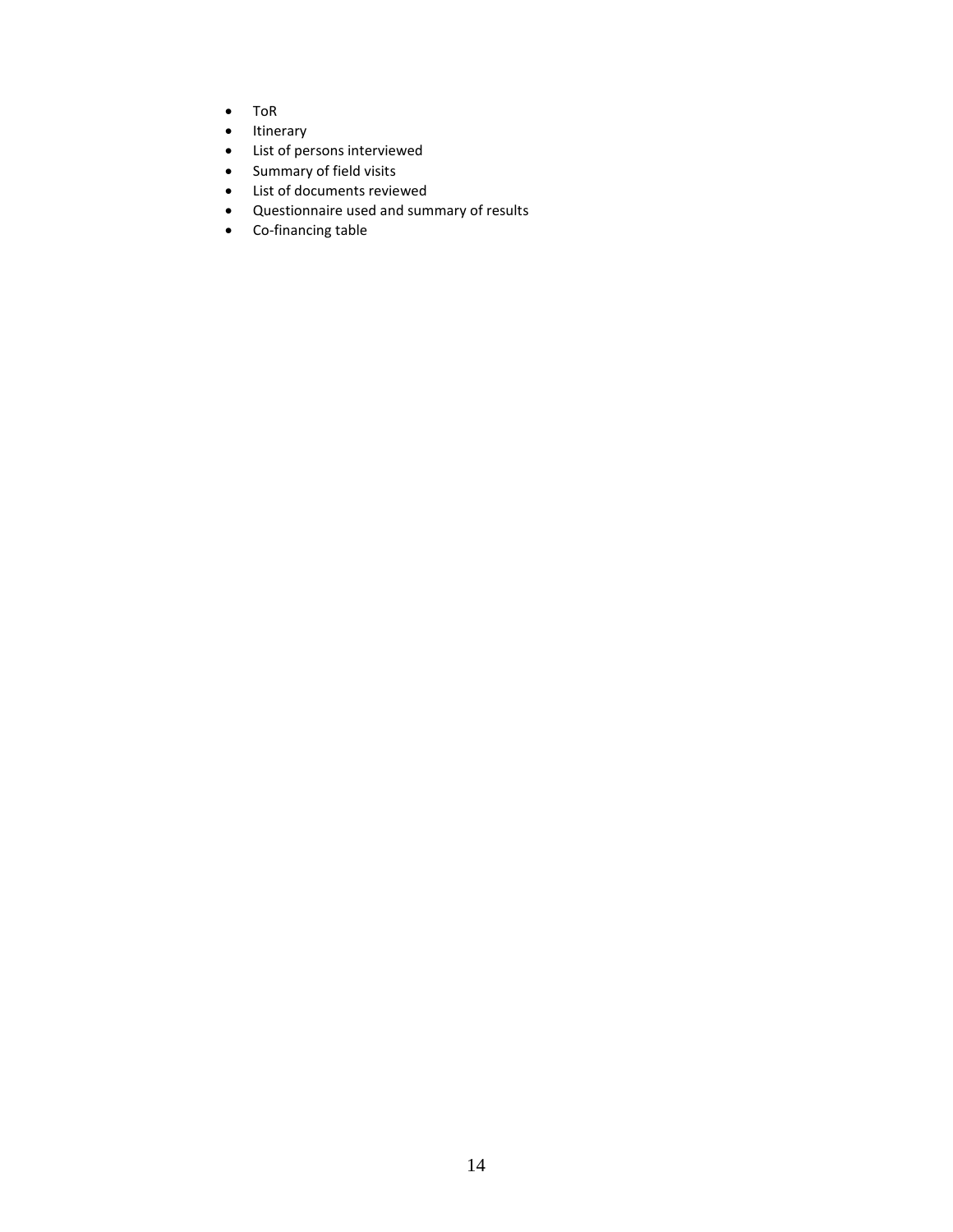- ToR
- Itinerary
- List of persons interviewed
- Summary of field visits
- List of documents reviewed
- Questionnaire used and summary of results
- Co-financing table